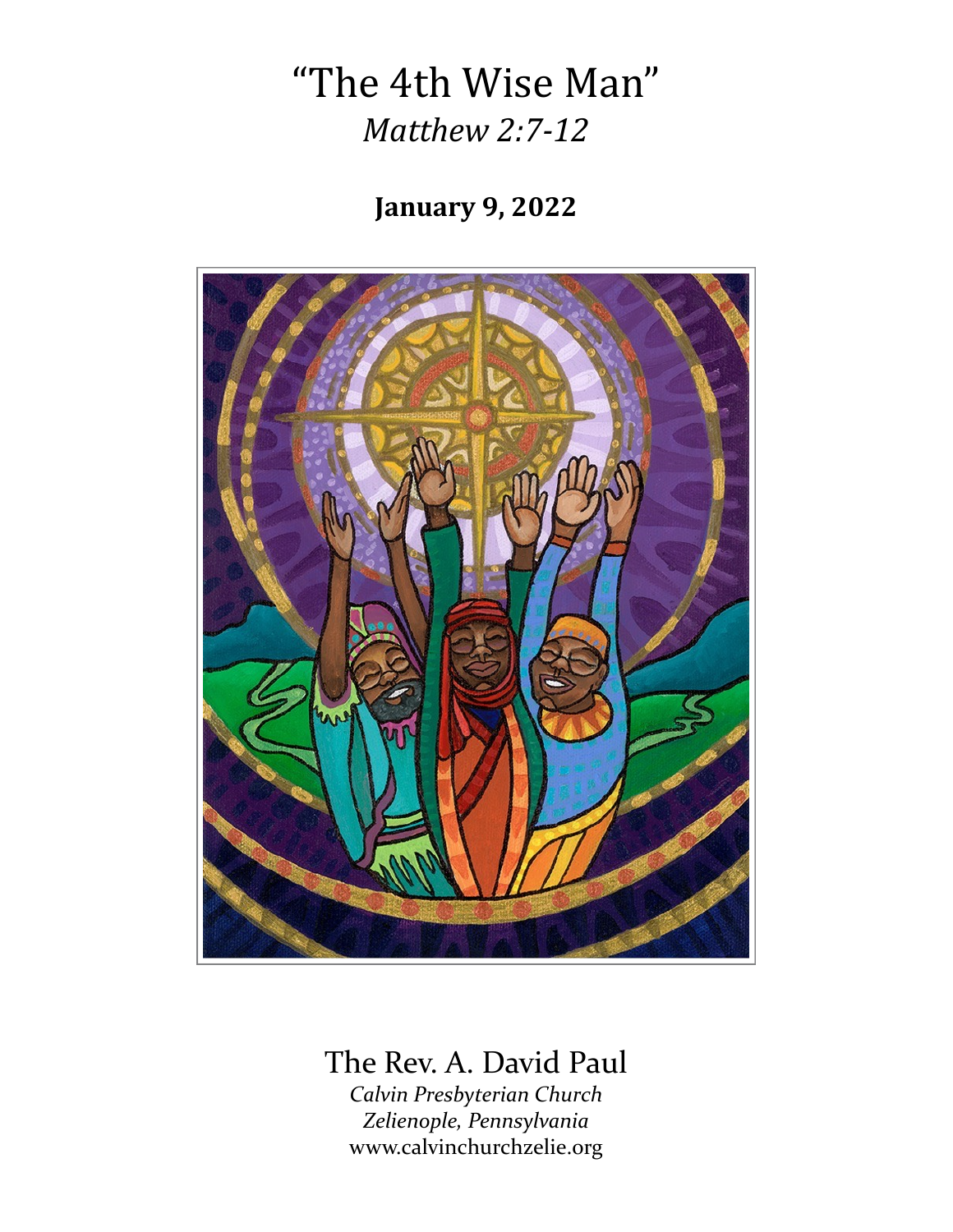# "The 4th Wise Man"

## *Matthew 2:7-12*

**January 9, 2022**

The Rev. A. David Paul
*Calvin Presbyterian Church*
*Zelienople, Pennsylvania*
www.calvinchurchzelie.org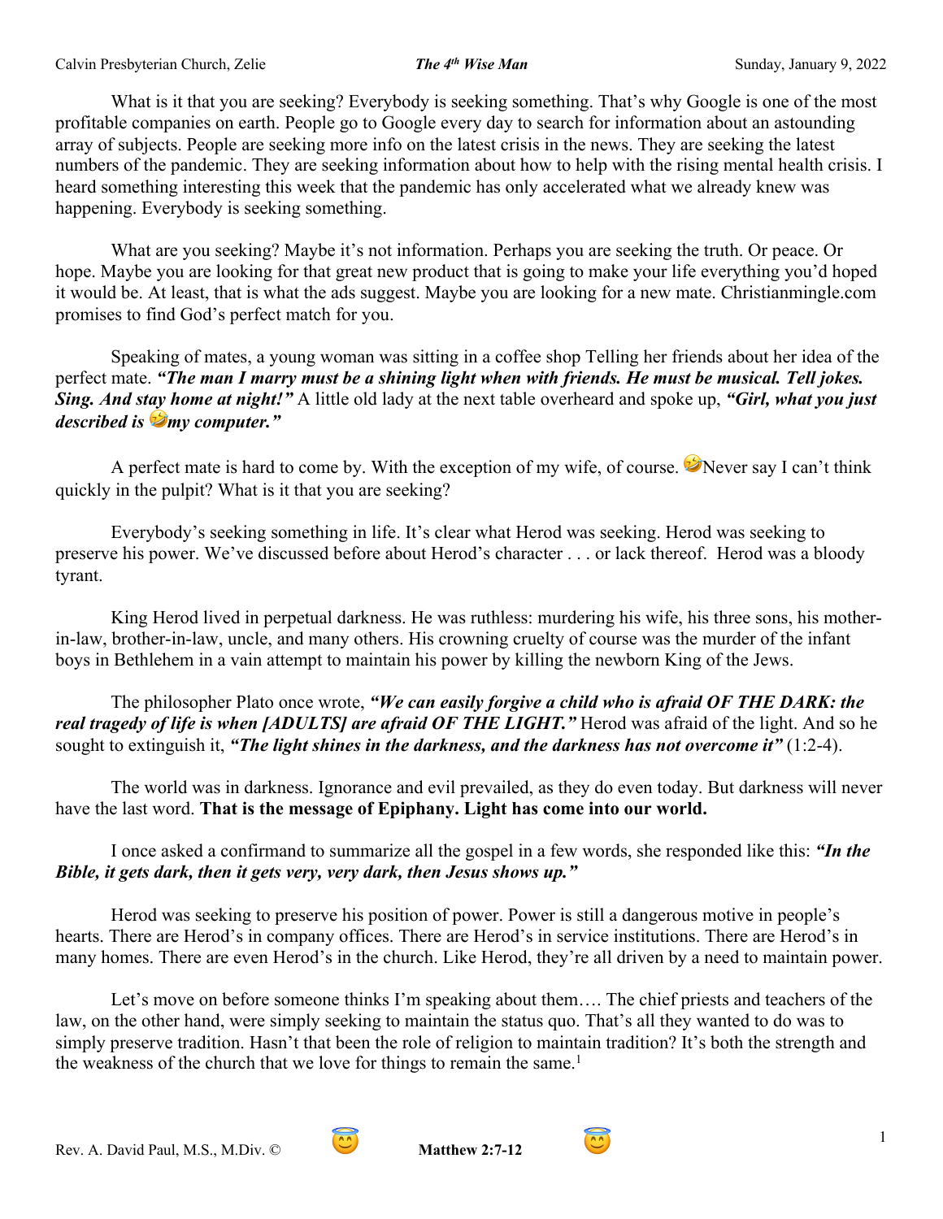What is it that you are seeking? Everybody is seeking something. That's why Google is one of the most profitable companies on earth. People go to Google every day to search for information about an astounding array of subjects. People are seeking more info on the latest crisis in the news. They are seeking the latest numbers of the pandemic. They are seeking information about how to help with the rising mental health crisis. I heard something interesting this week that the pandemic has only accelerated what we already knew was happening. Everybody is seeking something.

What are you seeking? Maybe it's not information. Perhaps you are seeking the truth. Or peace. Or hope. Maybe you are looking for that great new product that is going to make your life everything you'd hoped it would be. At least, that is what the ads suggest. Maybe you are looking for a new mate. Christianmingle.com promises to find God's perfect match for you.

Speaking of mates, a young woman was sitting in a coffee shop Telling her friends about her idea of the perfect mate. ***"The man I marry must be a shining light when with friends. He must be musical. Tell jokes. Sing. And stay home at night!"*** A little old lady at the next table overheard and spoke up, ***"Girl, what you just described is 🤣my computer."***

A perfect mate is hard to come by. With the exception of my wife, of course. 🤣Never say I can't think quickly in the pulpit? What is it that you are seeking?

Everybody's seeking something in life. It's clear what Herod was seeking. Herod was seeking to preserve his power. We've discussed before about Herod's character . . . or lack thereof. Herod was a bloody tyrant.

King Herod lived in perpetual darkness. He was ruthless: murdering his wife, his three sons, his mother-in-law, brother-in-law, uncle, and many others. His crowning cruelty of course was the murder of the infant boys in Bethlehem in a vain attempt to maintain his power by killing the newborn King of the Jews.

The philosopher Plato once wrote, ***"We can easily forgive a child who is afraid OF THE DARK: the real tragedy of life is when [ADULTS] are afraid OF THE LIGHT."*** Herod was afraid of the light. And so he sought to extinguish it, ***"The light shines in the darkness, and the darkness has not overcome it"*** (1:2-4).

The world was in darkness. Ignorance and evil prevailed, as they do even today. But darkness will never have the last word. **That is the message of Epiphany. Light has come into our world.**

I once asked a confirmand to summarize all the gospel in a few words, she responded like this: ***"In the Bible, it gets dark, then it gets very, very dark, then Jesus shows up."***

Herod was seeking to preserve his position of power. Power is still a dangerous motive in people's hearts. There are Herod's in company offices. There are Herod's in service institutions. There are Herod's in many homes. There are even Herod's in the church. Like Herod, they're all driven by a need to maintain power.

Let's move on before someone thinks I'm speaking about them…. The chief priests and teachers of the law, on the other hand, were simply seeking to maintain the status quo. That's all they wanted to do was to simply preserve tradition. Hasn't that been the role of religion to maintain tradition? It's both the strength and the weakness of the church that we love for things to remain the same.[1]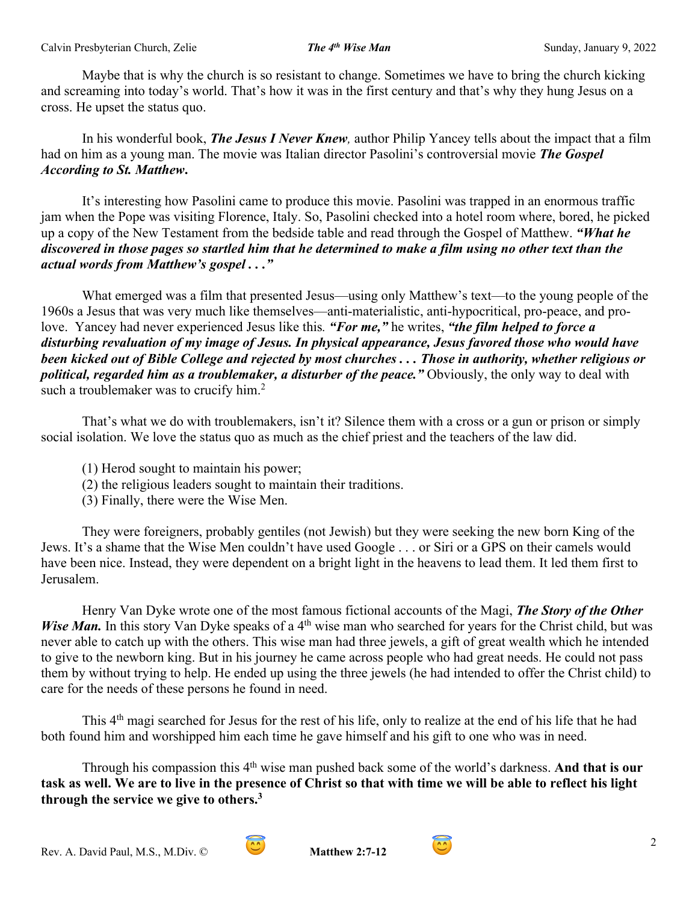Maybe that is why the church is so resistant to change. Sometimes we have to bring the church kicking and screaming into today's world. That's how it was in the first century and that's why they hung Jesus on a cross. He upset the status quo.

In his wonderful book, ***The Jesus I Never Knew****,* author Philip Yancey tells about the impact that a film had on him as a young man. The movie was Italian director Pasolini's controversial movie ***The Gospel According to St. Matthew*****.**

It's interesting how Pasolini came to produce this movie. Pasolini was trapped in an enormous traffic jam when the Pope was visiting Florence, Italy. So, Pasolini checked into a hotel room where, bored, he picked up a copy of the New Testament from the bedside table and read through the Gospel of Matthew. ***"What he discovered in those pages so startled him that he determined to make a film using no other text than the actual words from Matthew's gospel . . ."***

What emerged was a film that presented Jesus—using only Matthew's text—to the young people of the 1960s a Jesus that was very much like themselves—anti-materialistic, anti-hypocritical, pro-peace, and pro-love. Yancey had never experienced Jesus like this*.* ***"For me,"*** he writes, ***"the film helped to force a disturbing revaluation of my image of Jesus. In physical appearance, Jesus favored those who would have been kicked out of Bible College and rejected by most churches . . . Those in authority, whether religious or political, regarded him as a troublemaker, a disturber of the peace."*** Obviously, the only way to deal with such a troublemaker was to crucify him.[2]

That's what we do with troublemakers, isn't it? Silence them with a cross or a gun or prison or simply social isolation. We love the status quo as much as the chief priest and the teachers of the law did.

(1) Herod sought to maintain his power;
(2) the religious leaders sought to maintain their traditions.
(3) Finally, there were the Wise Men.

They were foreigners, probably gentiles (not Jewish) but they were seeking the new born King of the Jews. It's a shame that the Wise Men couldn't have used Google . . . or Siri or a GPS on their camels would have been nice. Instead, they were dependent on a bright light in the heavens to lead them. It led them first to Jerusalem.

Henry Van Dyke wrote one of the most famous fictional accounts of the Magi, ***The Story of the Other Wise Man.*** In this story Van Dyke speaks of a 4th wise man who searched for years for the Christ child, but was never able to catch up with the others. This wise man had three jewels, a gift of great wealth which he intended to give to the newborn king. But in his journey he came across people who had great needs. He could not pass them by without trying to help. He ended up using the three jewels (he had intended to offer the Christ child) to care for the needs of these persons he found in need.

This 4th magi searched for Jesus for the rest of his life, only to realize at the end of his life that he had both found him and worshipped him each time he gave himself and his gift to one who was in need.

Through his compassion this 4th wise man pushed back some of the world's darkness. **And that is our task as well. We are to live in the presence of Christ so that with time we will be able to reflect his light through the service we give to others.[3]**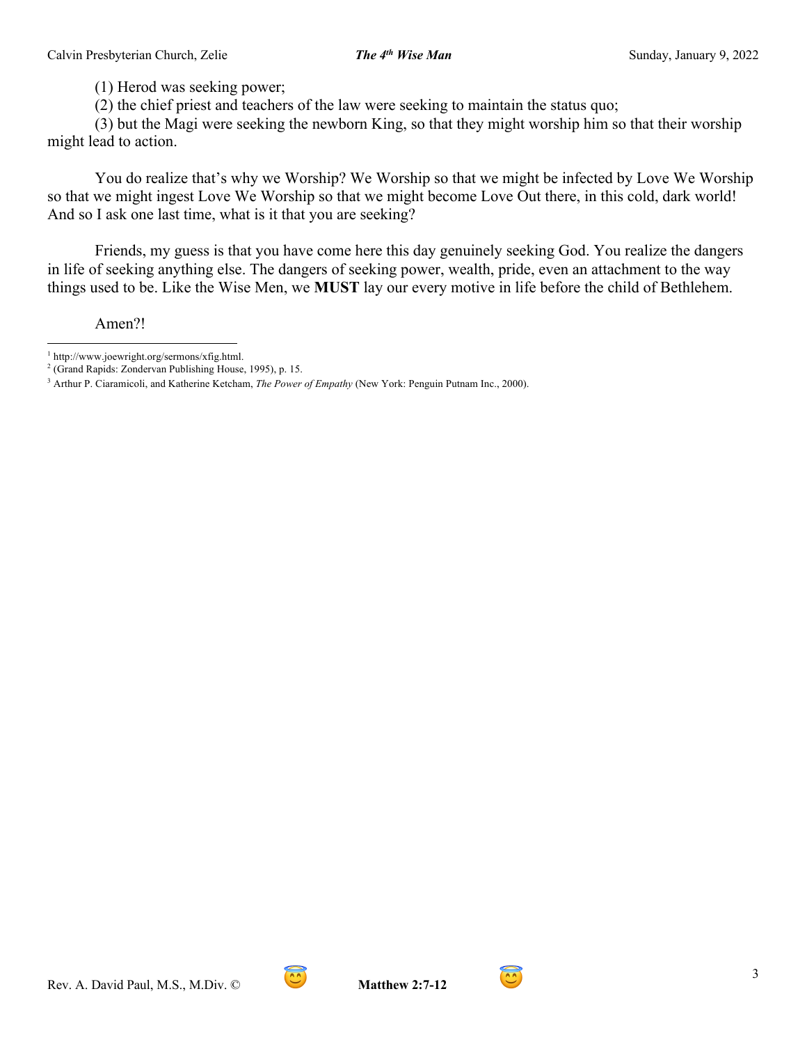(1) Herod was seeking power;

(2) the chief priest and teachers of the law were seeking to maintain the status quo;

(3) but the Magi were seeking the newborn King, so that they might worship him so that their worship might lead to action.

You do realize that's why we Worship? We Worship so that we might be infected by Love We Worship so that we might ingest Love We Worship so that we might become Love Out there, in this cold, dark world! And so I ask one last time, what is it that you are seeking?

Friends, my guess is that you have come here this day genuinely seeking God. You realize the dangers in life of seeking anything else. The dangers of seeking power, wealth, pride, even an attachment to the way things used to be. Like the Wise Men, we **MUST** lay our every motive in life before the child of Bethlehem.

Amen?!

---

[1] http://www.joewright.org/sermons/xfig.html.

[2] (Grand Rapids: Zondervan Publishing House, 1995), p. 15.

[3] Arthur P. Ciaramicoli, and Katherine Ketcham, *The Power of Empathy* (New York: Penguin Putnam Inc., 2000).